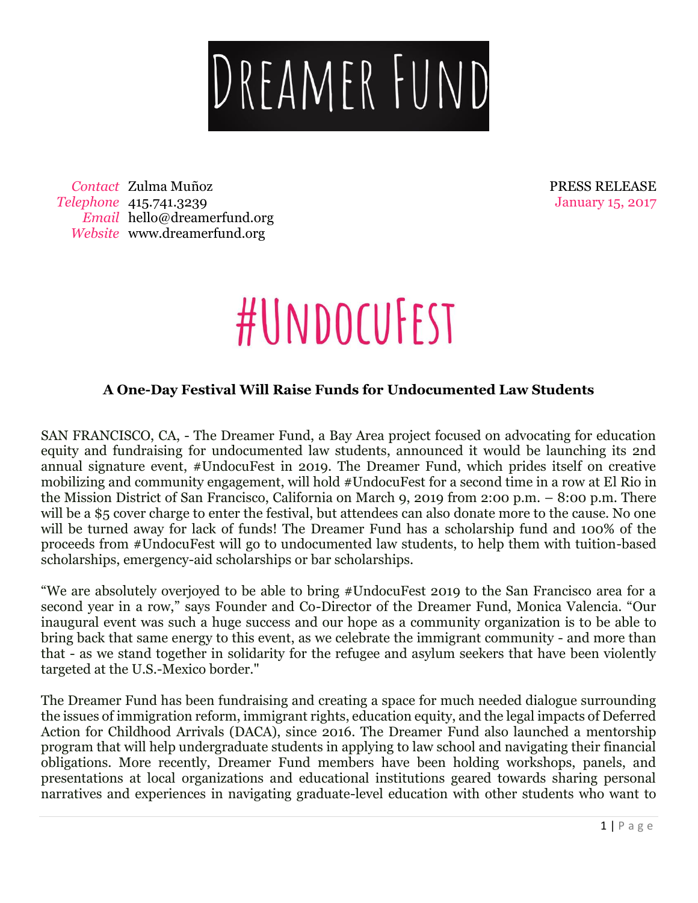# DREAMER FUND

*Contact* Zulma Muñoz
*Telephone* 415.741.3239
*Email* hello@dreamerfund.org
*Website* www.dreamerfund.org

PRESS RELEASE
January 15, 2017

# #UndocuFest

**A One-Day Festival Will Raise Funds for Undocumented Law Students**

SAN FRANCISCO, CA, - The Dreamer Fund, a Bay Area project focused on advocating for education equity and fundraising for undocumented law students, announced it would be launching its 2nd annual signature event, #UndocuFest in 2019. The Dreamer Fund, which prides itself on creative mobilizing and community engagement, will hold #UndocuFest for a second time in a row at El Rio in the Mission District of San Francisco, California on March 9, 2019 from 2:00 p.m. – 8:00 p.m. There will be a $5 cover charge to enter the festival, but attendees can also donate more to the cause. No one will be turned away for lack of funds! The Dreamer Fund has a scholarship fund and 100% of the proceeds from #UndocuFest will go to undocumented law students, to help them with tuition-based scholarships, emergency-aid scholarships or bar scholarships.

"We are absolutely overjoyed to be able to bring #UndocuFest 2019 to the San Francisco area for a second year in a row," says Founder and Co-Director of the Dreamer Fund, Monica Valencia. "Our inaugural event was such a huge success and our hope as a community organization is to be able to bring back that same energy to this event, as we celebrate the immigrant community - and more than that - as we stand together in solidarity for the refugee and asylum seekers that have been violently targeted at the U.S.-Mexico border."

The Dreamer Fund has been fundraising and creating a space for much needed dialogue surrounding the issues of immigration reform, immigrant rights, education equity, and the legal impacts of Deferred Action for Childhood Arrivals (DACA), since 2016. The Dreamer Fund also launched a mentorship program that will help undergraduate students in applying to law school and navigating their financial obligations. More recently, Dreamer Fund members have been holding workshops, panels, and presentations at local organizations and educational institutions geared towards sharing personal narratives and experiences in navigating graduate-level education with other students who want to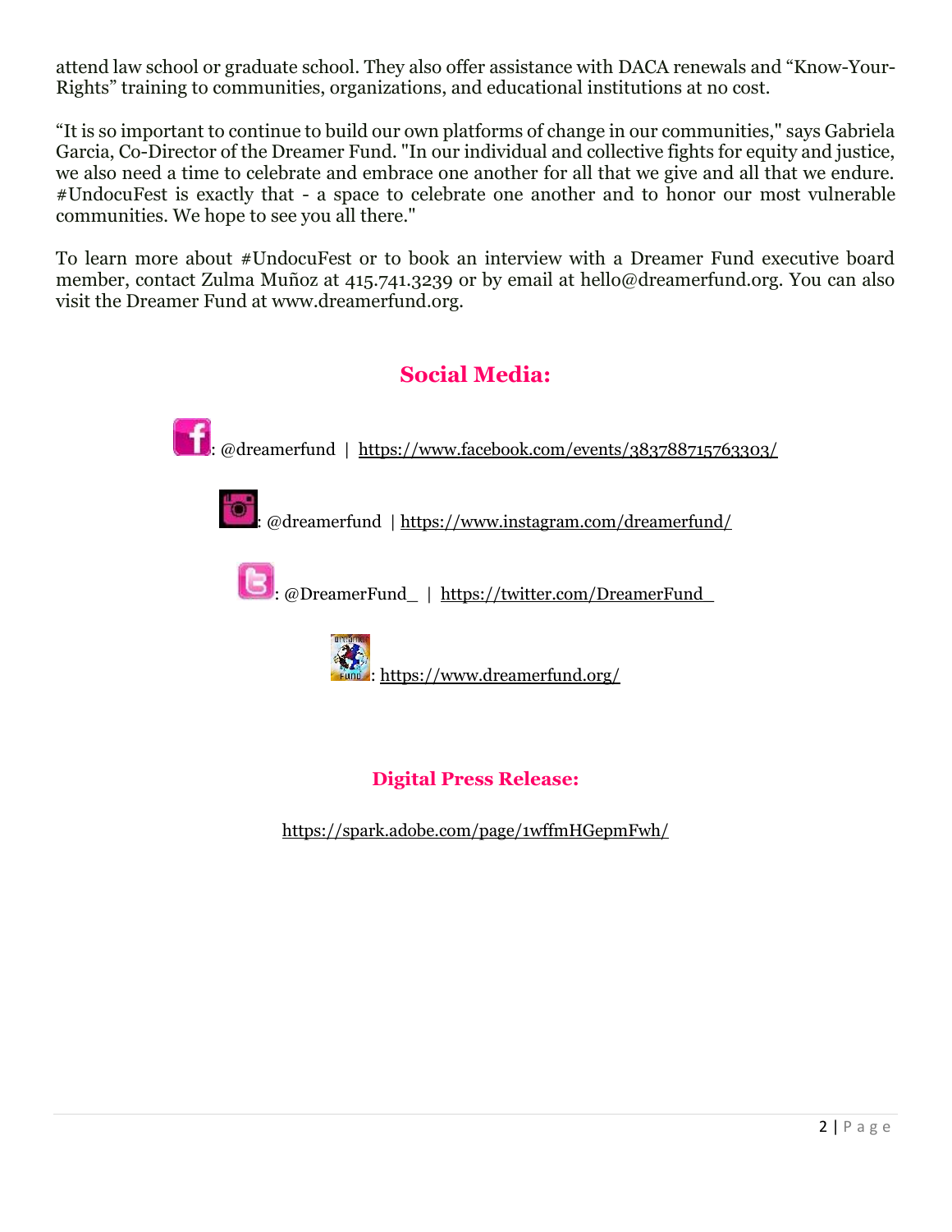attend law school or graduate school. They also offer assistance with DACA renewals and "Know-Your-Rights" training to communities, organizations, and educational institutions at no cost.

"It is so important to continue to build our own platforms of change in our communities," says Gabriela Garcia, Co-Director of the Dreamer Fund. "In our individual and collective fights for equity and justice, we also need a time to celebrate and embrace one another for all that we give and all that we endure. #UndocuFest is exactly that - a space to celebrate one another and to honor our most vulnerable communities. We hope to see you all there."

To learn more about #UndocuFest or to book an interview with a Dreamer Fund executive board member, contact Zulma Muñoz at 415.741.3239 or by email at hello@dreamerfund.org. You can also visit the Dreamer Fund at www.dreamerfund.org.

## Social Media:

: @dreamerfund | https://www.facebook.com/events/383788715763303/

: @dreamerfund | https://www.instagram.com/dreamerfund/

: @DreamerFund_ | https://twitter.com/DreamerFund_

: https://www.dreamerfund.org/

## Digital Press Release:

https://spark.adobe.com/page/1wffmHGepmFwh/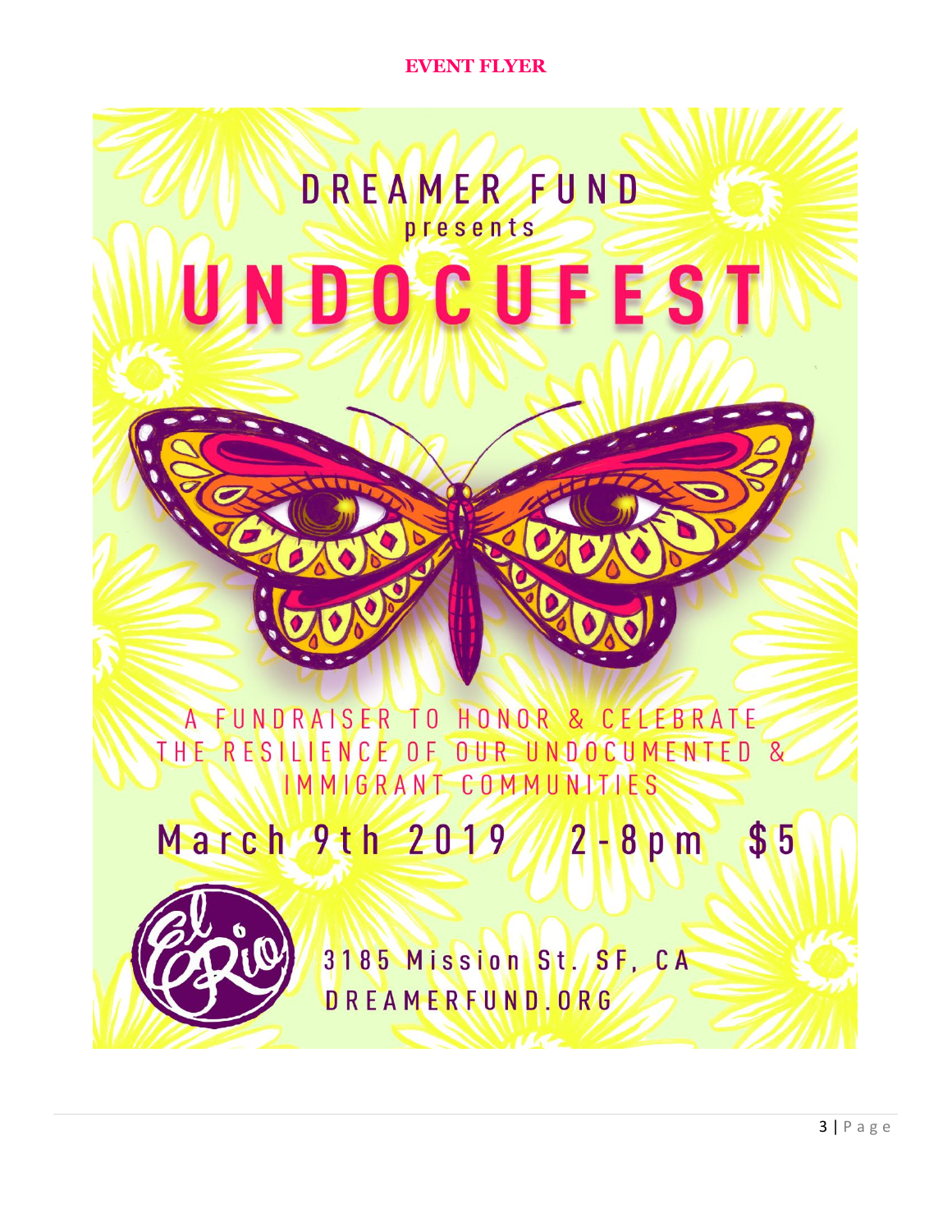**EVENT FLYER**

DREAMER FUND
presents

# UNDOCUFEST

A FUNDRAISER TO HONOR & CELEBRATE THE RESILIENCE OF OUR UNDOCUMENTED & IMMIGRANT COMMUNITIES

March 9th 2019 2-8pm $5

El Rio

3185 Mission St. SF, CA
DREAMERFUND.ORG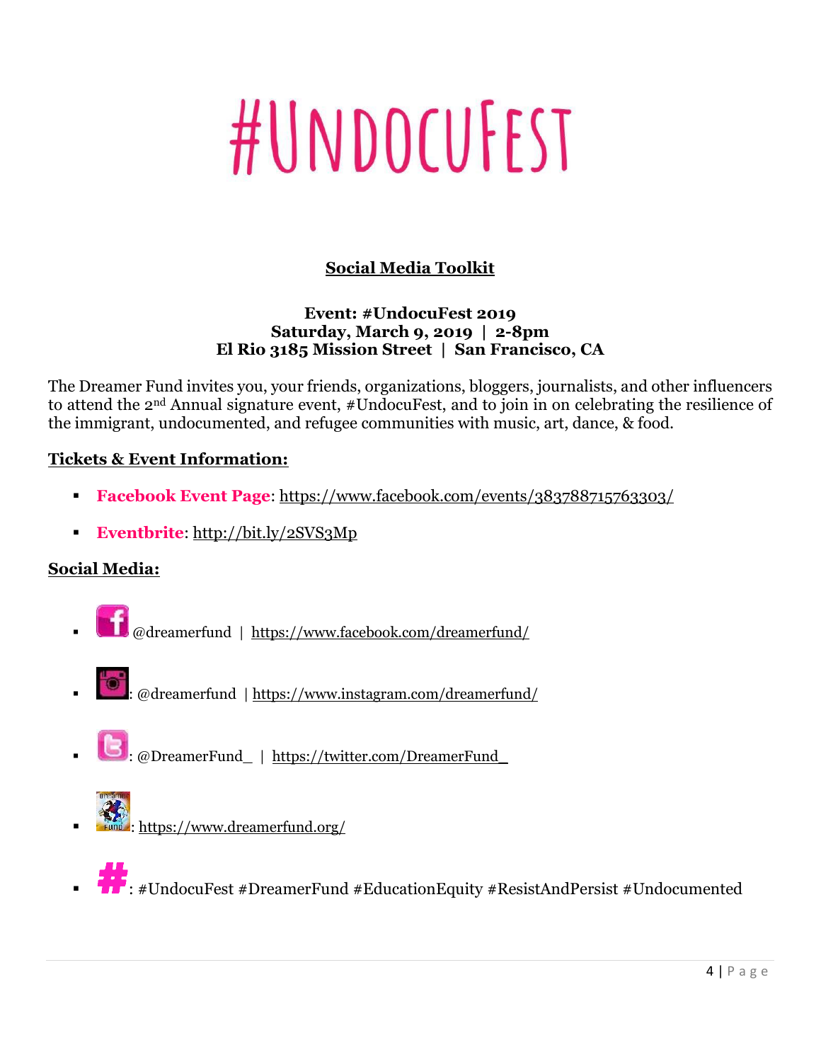# #UndocuFest

## Social Media Toolkit

**Event: #UndocuFest 2019**
**Saturday, March 9, 2019 | 2-8pm**
**El Rio 3185 Mission Street | San Francisco, CA**

The Dreamer Fund invites you, your friends, organizations, bloggers, journalists, and other influencers to attend the 2nd Annual signature event, #UndocuFest, and to join in on celebrating the resilience of the immigrant, undocumented, and refugee communities with music, art, dance, & food.

### Tickets & Event Information:

- **Facebook Event Page**: https://www.facebook.com/events/383788715763303/
- **Eventbrite**: http://bit.ly/2SVS3Mp

### Social Media:

- @dreamerfund | https://www.facebook.com/dreamerfund/
- : @dreamerfund | https://www.instagram.com/dreamerfund/
- : @DreamerFund_ | https://twitter.com/DreamerFund_
- : https://www.dreamerfund.org/
- : #UndocuFest #DreamerFund #EducationEquity #ResistAndPersist #Undocumented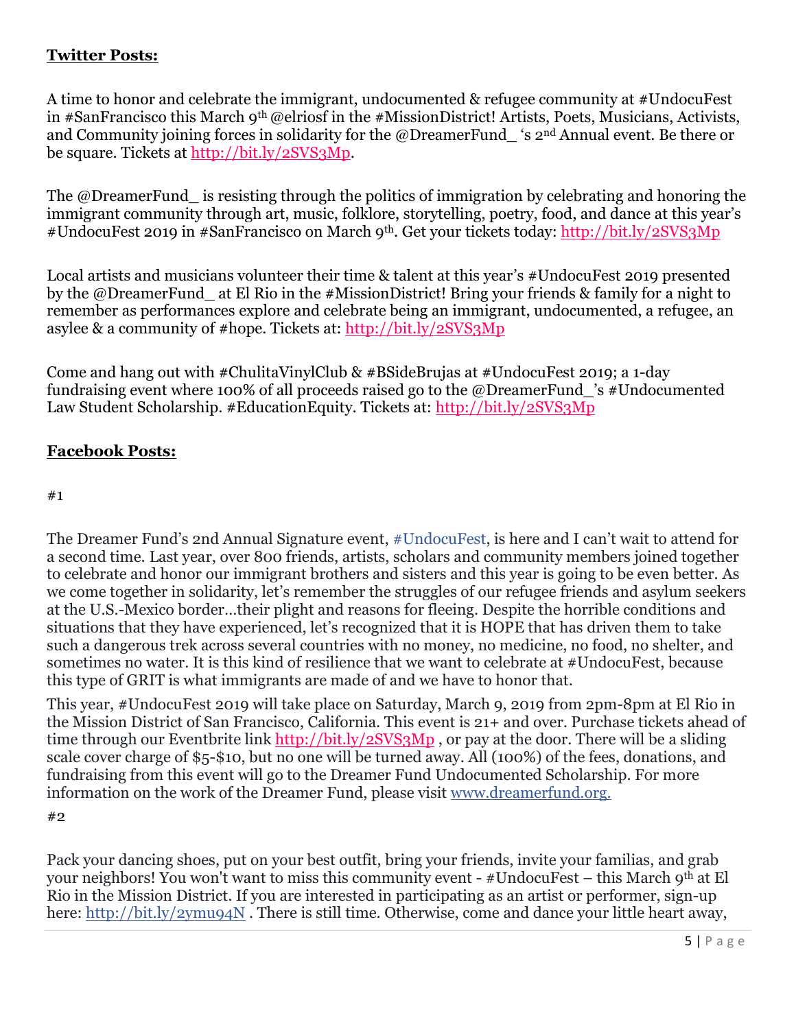## **Twitter Posts:**

A time to honor and celebrate the immigrant, undocumented & refugee community at #UndocuFest in #SanFrancisco this March 9th @elriosf in the #MissionDistrict! Artists, Poets, Musicians, Activists, and Community joining forces in solidarity for the @DreamerFund_ 's 2nd Annual event. Be there or be square. Tickets at http://bit.ly/2SVS3Mp.

The @DreamerFund_ is resisting through the politics of immigration by celebrating and honoring the immigrant community through art, music, folklore, storytelling, poetry, food, and dance at this year's #UndocuFest 2019 in #SanFrancisco on March 9th. Get your tickets today: http://bit.ly/2SVS3Mp

Local artists and musicians volunteer their time & talent at this year's #UndocuFest 2019 presented by the @DreamerFund_ at El Rio in the #MissionDistrict! Bring your friends & family for a night to remember as performances explore and celebrate being an immigrant, undocumented, a refugee, an asylee & a community of #hope. Tickets at: http://bit.ly/2SVS3Mp

Come and hang out with #ChulitaVinylClub & #BSideBrujas at #UndocuFest 2019; a 1-day fundraising event where 100% of all proceeds raised go to the @DreamerFund_'s #Undocumented Law Student Scholarship. #EducationEquity. Tickets at: http://bit.ly/2SVS3Mp

## **Facebook Posts:**

#1

The Dreamer Fund's 2nd Annual Signature event, #UndocuFest, is here and I can't wait to attend for a second time. Last year, over 800 friends, artists, scholars and community members joined together to celebrate and honor our immigrant brothers and sisters and this year is going to be even better. As we come together in solidarity, let's remember the struggles of our refugee friends and asylum seekers at the U.S.-Mexico border…their plight and reasons for fleeing. Despite the horrible conditions and situations that they have experienced, let's recognized that it is HOPE that has driven them to take such a dangerous trek across several countries with no money, no medicine, no food, no shelter, and sometimes no water. It is this kind of resilience that we want to celebrate at #UndocuFest, because this type of GRIT is what immigrants are made of and we have to honor that.

This year, #UndocuFest 2019 will take place on Saturday, March 9, 2019 from 2pm-8pm at El Rio in the Mission District of San Francisco, California. This event is 21+ and over. Purchase tickets ahead of time through our Eventbrite link http://bit.ly/2SVS3Mp , or pay at the door. There will be a sliding scale cover charge of $5-$10, but no one will be turned away. All (100%) of the fees, donations, and fundraising from this event will go to the Dreamer Fund Undocumented Scholarship. For more information on the work of the Dreamer Fund, please visit www.dreamerfund.org.

#2

Pack your dancing shoes, put on your best outfit, bring your friends, invite your familias, and grab your neighbors! You won't want to miss this community event - #UndocuFest – this March 9th at El Rio in the Mission District. If you are interested in participating as an artist or performer, sign-up here: http://bit.ly/2ymu94N . There is still time. Otherwise, come and dance your little heart away,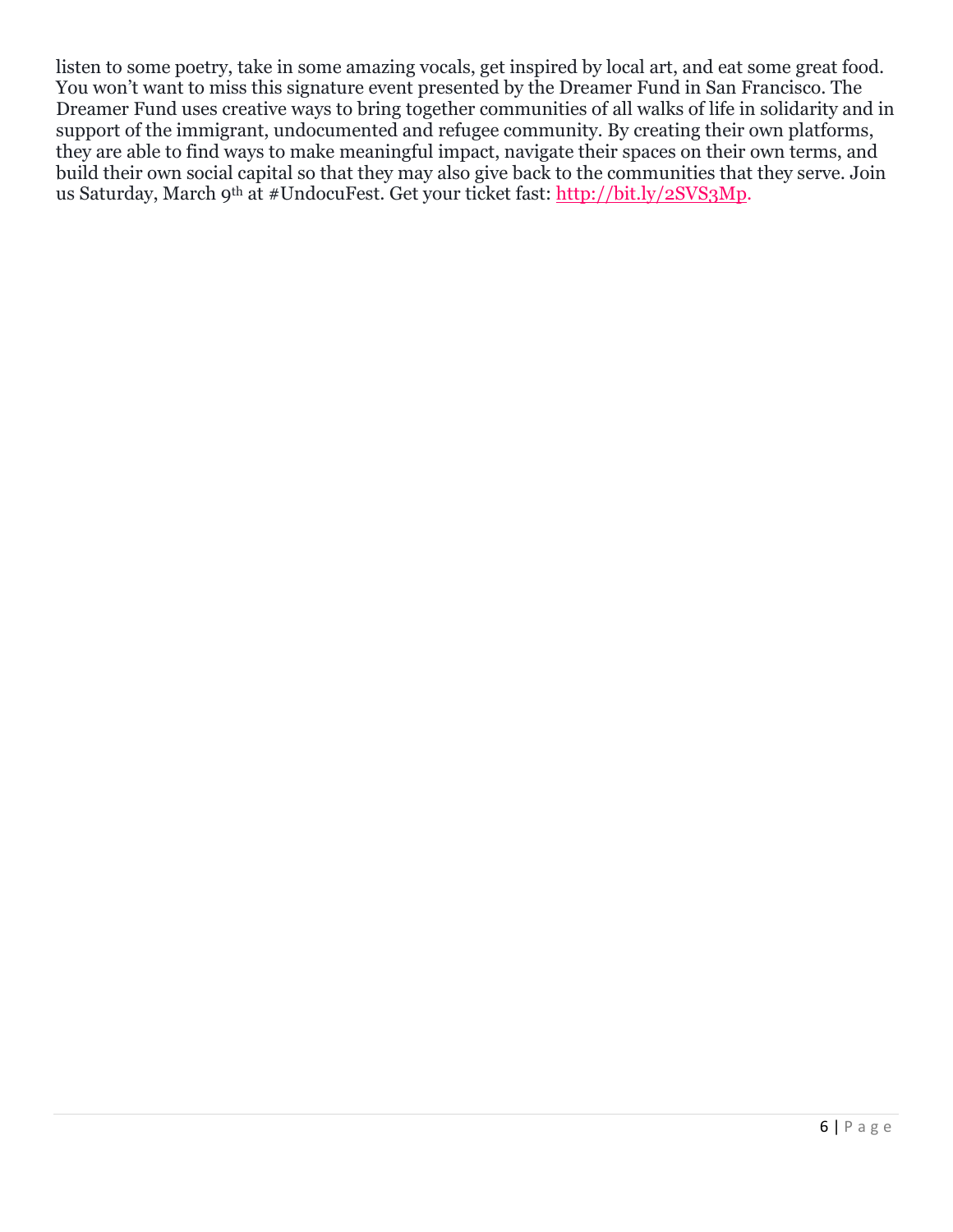listen to some poetry, take in some amazing vocals, get inspired by local art, and eat some great food. You won't want to miss this signature event presented by the Dreamer Fund in San Francisco. The Dreamer Fund uses creative ways to bring together communities of all walks of life in solidarity and in support of the immigrant, undocumented and refugee community. By creating their own platforms, they are able to find ways to make meaningful impact, navigate their spaces on their own terms, and build their own social capital so that they may also give back to the communities that they serve. Join us Saturday, March 9th at #UndocuFest. Get your ticket fast: [http://bit.ly/2SVS3Mp](http://bit.ly/2SVS3Mp).